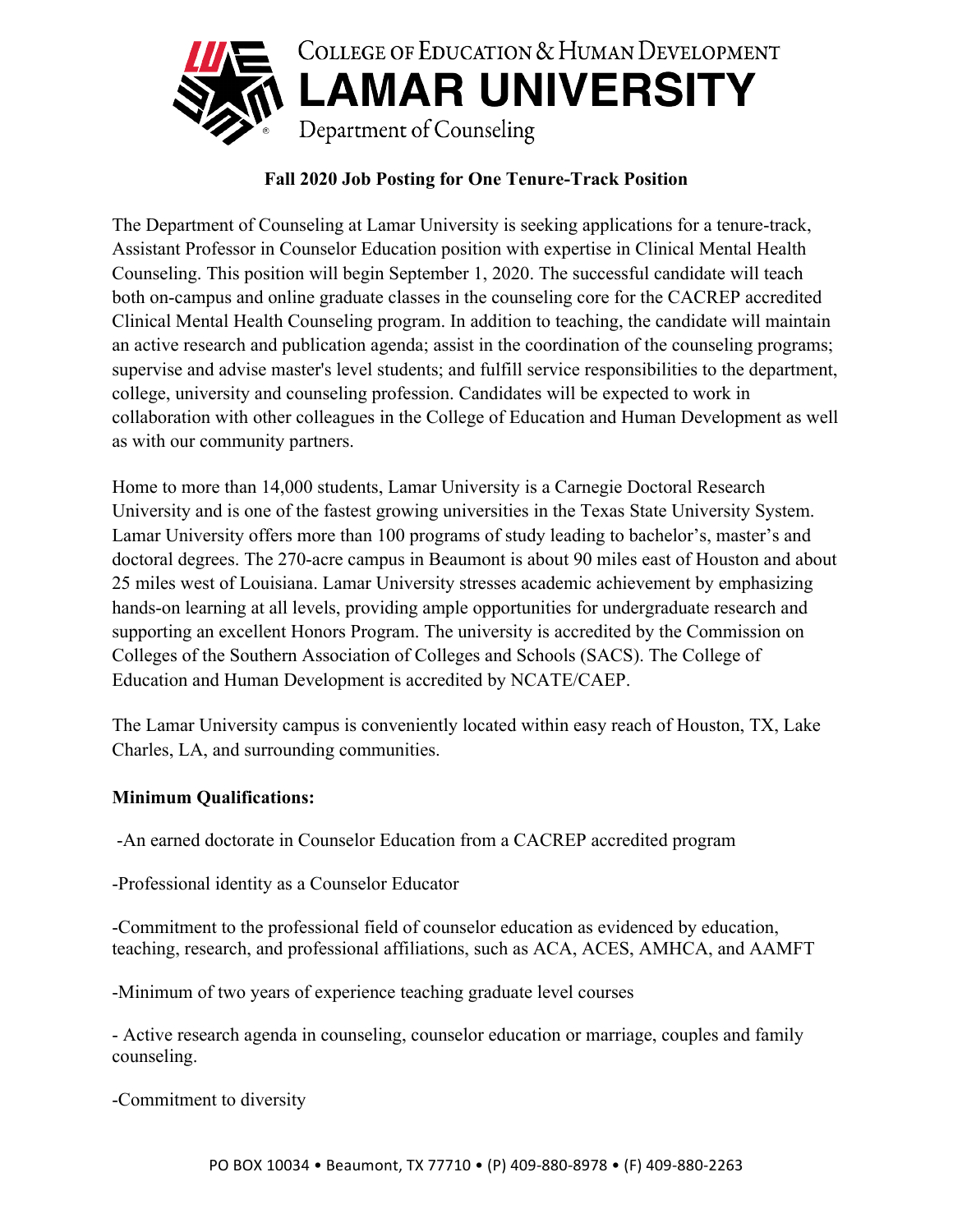College of Education & Human Development
**LAMAR UNIVERSITY**
Department of Counseling

## Fall 2020 Job Posting for One Tenure-Track Position

The Department of Counseling at Lamar University is seeking applications for a tenure-track, Assistant Professor in Counselor Education position with expertise in Clinical Mental Health Counseling. This position will begin September 1, 2020. The successful candidate will teach both on-campus and online graduate classes in the counseling core for the CACREP accredited Clinical Mental Health Counseling program. In addition to teaching, the candidate will maintain an active research and publication agenda; assist in the coordination of the counseling programs; supervise and advise master's level students; and fulfill service responsibilities to the department, college, university and counseling profession. Candidates will be expected to work in collaboration with other colleagues in the College of Education and Human Development as well as with our community partners.

Home to more than 14,000 students, Lamar University is a Carnegie Doctoral Research University and is one of the fastest growing universities in the Texas State University System. Lamar University offers more than 100 programs of study leading to bachelor's, master's and doctoral degrees. The 270-acre campus in Beaumont is about 90 miles east of Houston and about 25 miles west of Louisiana. Lamar University stresses academic achievement by emphasizing hands-on learning at all levels, providing ample opportunities for undergraduate research and supporting an excellent Honors Program. The university is accredited by the Commission on Colleges of the Southern Association of Colleges and Schools (SACS). The College of Education and Human Development is accredited by NCATE/CAEP.

The Lamar University campus is conveniently located within easy reach of Houston, TX, Lake Charles, LA, and surrounding communities.

**Minimum Qualifications:**

-An earned doctorate in Counselor Education from a CACREP accredited program

-Professional identity as a Counselor Educator

-Commitment to the professional field of counselor education as evidenced by education, teaching, research, and professional affiliations, such as ACA, ACES, AMHCA, and AAMFT

-Minimum of two years of experience teaching graduate level courses

- Active research agenda in counseling, counselor education or marriage, couples and family counseling.

-Commitment to diversity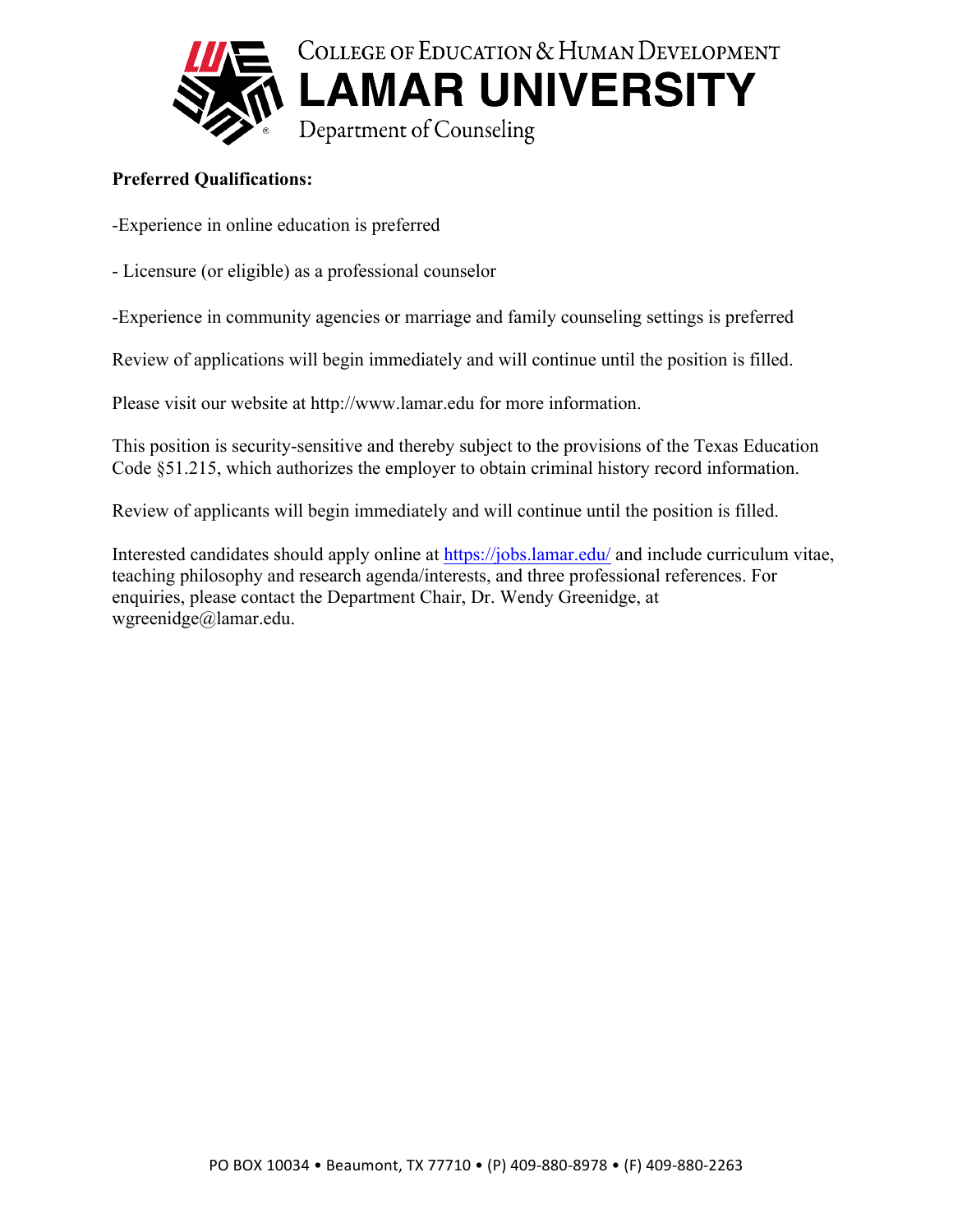**Preferred Qualifications:**

-Experience in online education is preferred

- Licensure (or eligible) as a professional counselor

-Experience in community agencies or marriage and family counseling settings is preferred

Review of applications will begin immediately and will continue until the position is filled.

Please visit our website at http://www.lamar.edu for more information.

This position is security-sensitive and thereby subject to the provisions of the Texas Education Code §51.215, which authorizes the employer to obtain criminal history record information.

Review of applicants will begin immediately and will continue until the position is filled.

Interested candidates should apply online at https://jobs.lamar.edu/ and include curriculum vitae, teaching philosophy and research agenda/interests, and three professional references. For enquiries, please contact the Department Chair, Dr. Wendy Greenidge, at wgreenidge@lamar.edu.